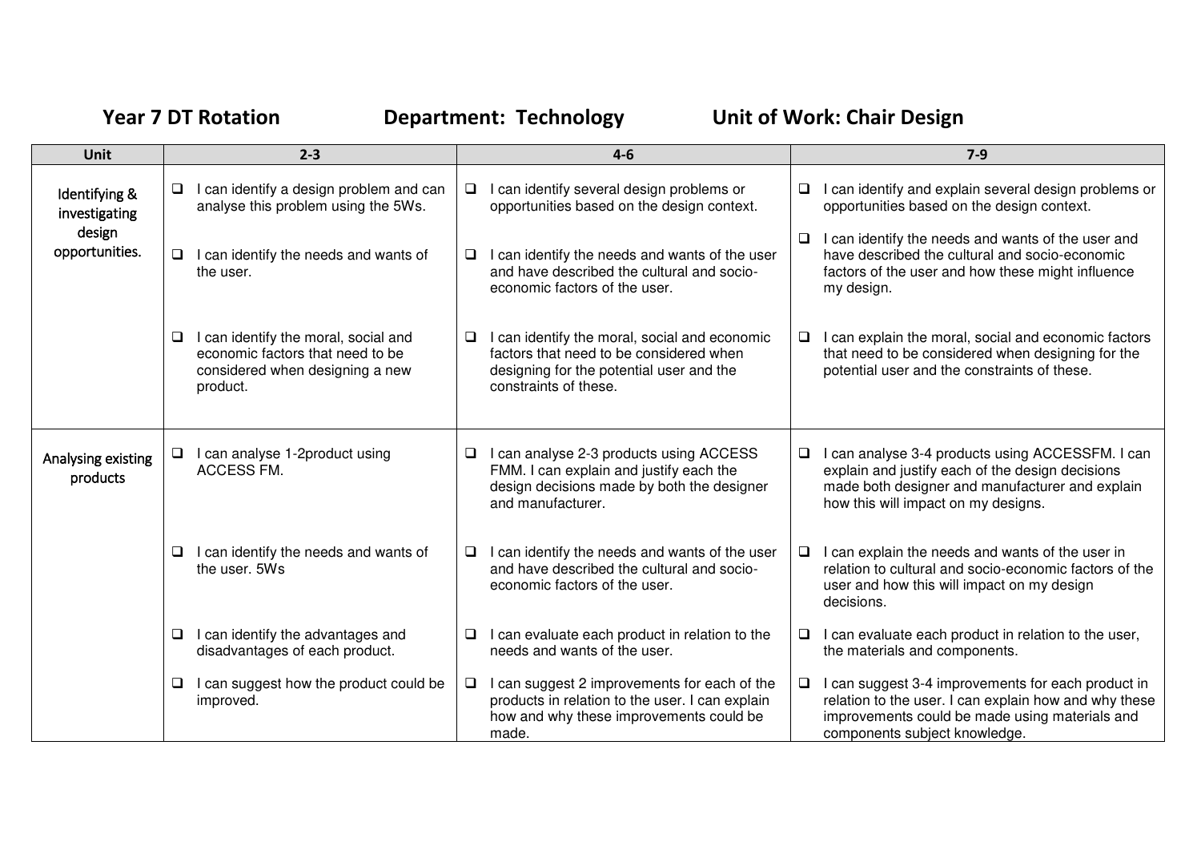**Year 7 DT Rotation** **Department: Technology** **Unit of Work: Chair Design**

| Unit | 2-3 | 4-6 | 7-9 |
|---|---|---|---|
| Identifying & investigating design opportunities. | ❑ I can identify a design problem and can analyse this problem using the 5Ws.<br><br>❑ I can identify the needs and wants of the user.<br><br>❑ I can identify the moral, social and economic factors that need to be considered when designing a new product. | ❑ I can identify several design problems or opportunities based on the design context.<br><br>❑ I can identify the needs and wants of the user and have described the cultural and socio-economic factors of the user.<br><br>❑ I can identify the moral, social and economic factors that need to be considered when designing for the potential user and the constraints of these. | ❑ I can identify and explain several design problems or opportunities based on the design context.<br><br>❑ I can identify the needs and wants of the user and have described the cultural and socio-economic factors of the user and how these might influence my design.<br><br>❑ I can explain the moral, social and economic factors that need to be considered when designing for the potential user and the constraints of these. |
| Analysing existing products | ❑ I can analyse 1-2product using ACCESS FM.<br><br>❑ I can identify the needs and wants of the user. 5Ws<br><br>❑ I can identify the advantages and disadvantages of each product.<br><br>❑ I can suggest how the product could be improved. | ❑ I can analyse 2-3 products using ACCESS FMM. I can explain and justify each the design decisions made by both the designer and manufacturer.<br><br>❑ I can identify the needs and wants of the user and have described the cultural and socio-economic factors of the user.<br><br>❑ I can evaluate each product in relation to the needs and wants of the user.<br><br>❑ I can suggest 2 improvements for each of the products in relation to the user. I can explain how and why these improvements could be made. | ❑ I can analyse 3-4 products using ACCESSFM. I can explain and justify each of the design decisions made both designer and manufacturer and explain how this will impact on my designs.<br><br>❑ I can explain the needs and wants of the user in relation to cultural and socio-economic factors of the user and how this will impact on my design decisions.<br><br>❑ I can evaluate each product in relation to the user, the materials and components.<br><br>❑ I can suggest 3-4 improvements for each product in relation to the user. I can explain how and why these improvements could be made using materials and components subject knowledge. |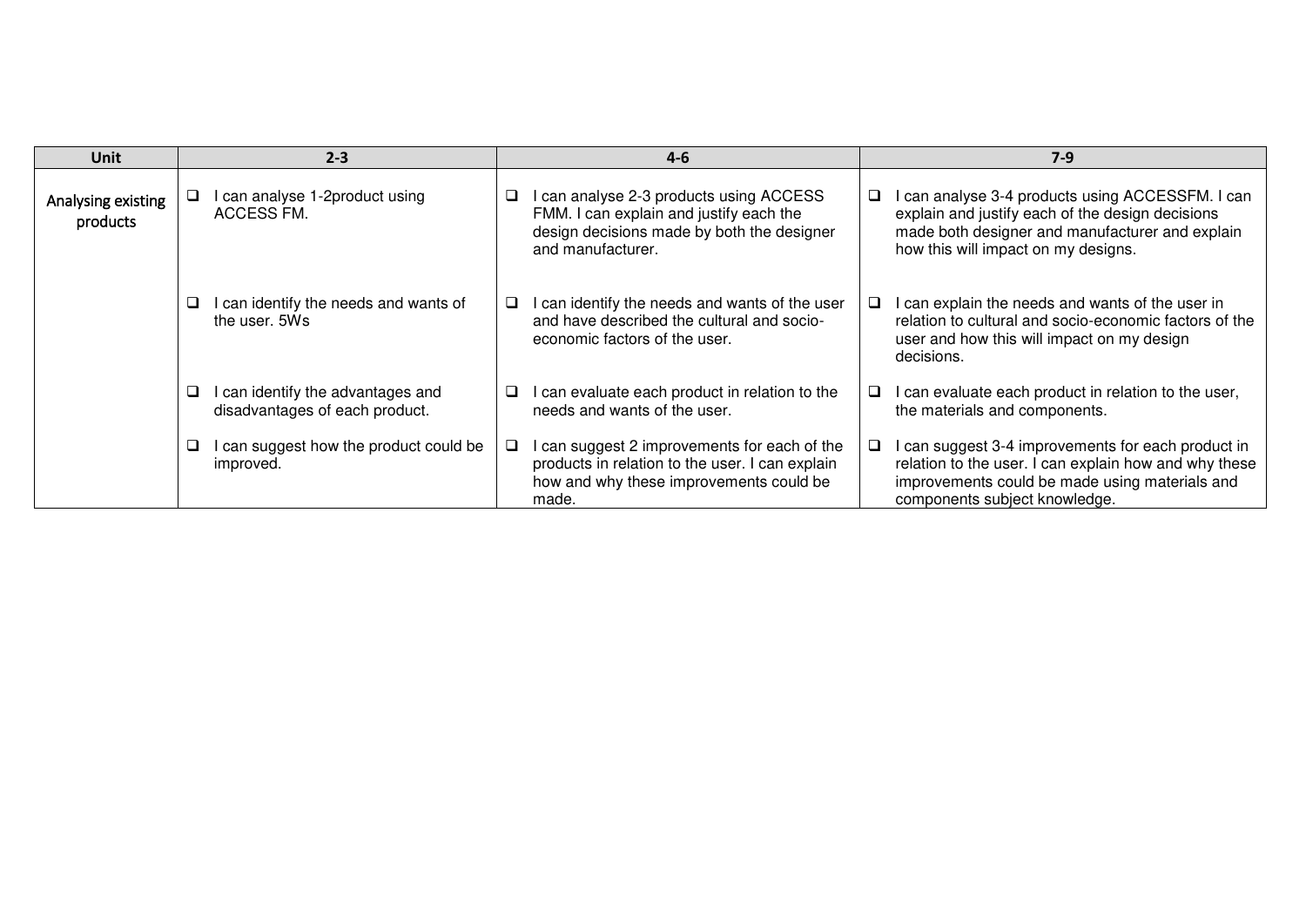| Unit | 2-3 | 4-6 | 7-9 |
| --- | --- | --- | --- |
| Analysing existing products | ❑ I can analyse 1-2product using ACCESS FM. | ❑ I can analyse 2-3 products using ACCESS FMM. I can explain and justify each the design decisions made by both the designer and manufacturer. | ❑ I can analyse 3-4 products using ACCESSFM. I can explain and justify each of the design decisions made both designer and manufacturer and explain how this will impact on my designs. |
| | ❑ I can identify the needs and wants of the user. 5Ws | ❑ I can identify the needs and wants of the user and have described the cultural and socio-economic factors of the user. | ❑ I can explain the needs and wants of the user in relation to cultural and socio-economic factors of the user and how this will impact on my design decisions. |
| | ❑ I can identify the advantages and disadvantages of each product. | ❑ I can evaluate each product in relation to the needs and wants of the user. | ❑ I can evaluate each product in relation to the user, the materials and components. |
| | ❑ I can suggest how the product could be improved. | ❑ I can suggest 2 improvements for each of the products in relation to the user. I can explain how and why these improvements could be made. | ❑ I can suggest 3-4 improvements for each product in relation to the user. I can explain how and why these improvements could be made using materials and components subject knowledge. |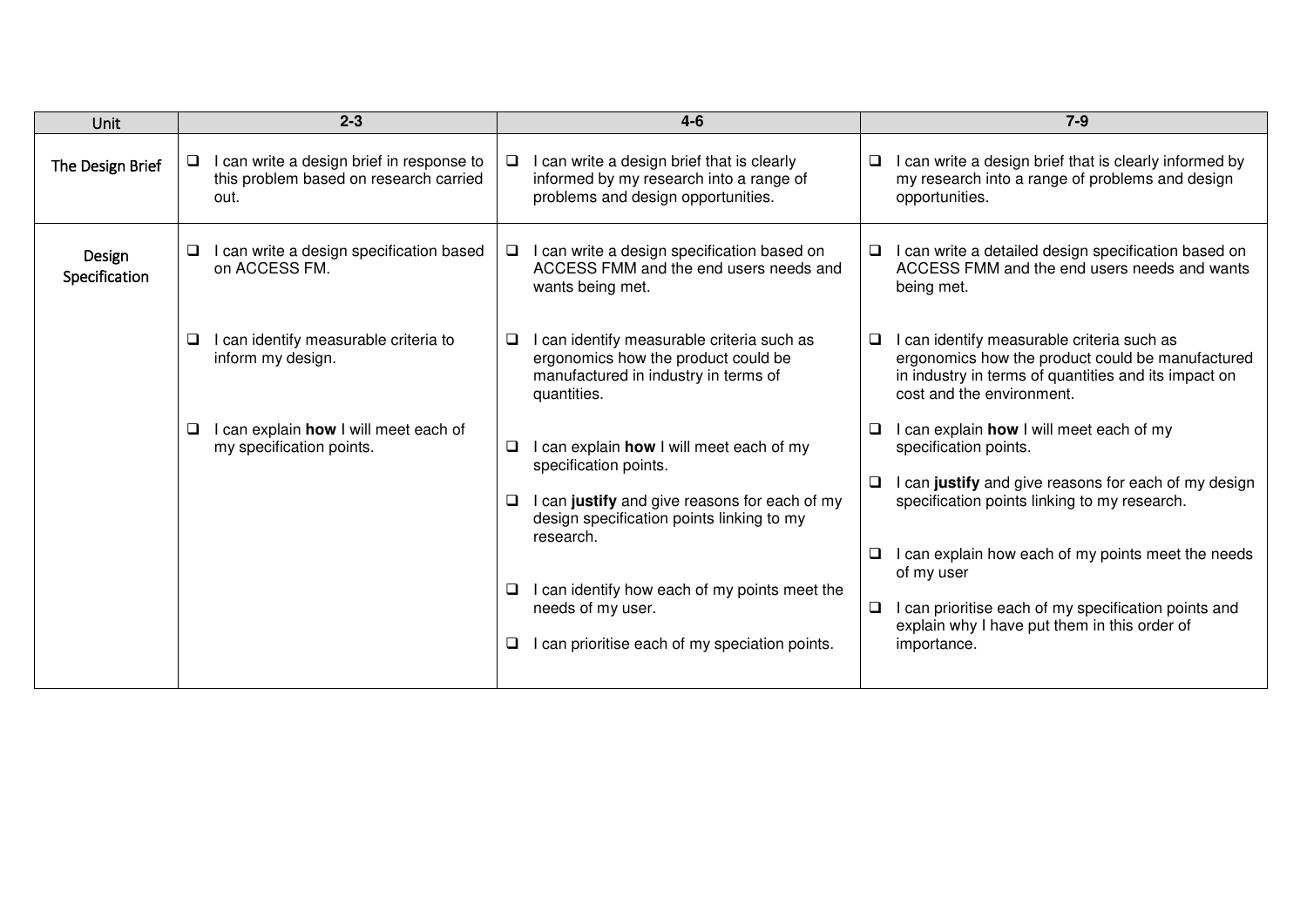| Unit | 2-3 | 4-6 | 7-9 |
|---|---|---|---|
| The Design Brief | ❑ I can write a design brief in response to this problem based on research carried out. | ❑ I can write a design brief that is clearly informed by my research into a range of problems and design opportunities. | ❑ I can write a design brief that is clearly informed by my research into a range of problems and design opportunities. |
| Design Specification | ❑ I can write a design specification based on ACCESS FM.<br><br>❑ I can identify measurable criteria to inform my design.<br><br>❑ I can explain **how** I will meet each of my specification points. | ❑ I can write a design specification based on ACCESS FMM and the end users needs and wants being met.<br><br>❑ I can identify measurable criteria such as ergonomics how the product could be manufactured in industry in terms of quantities.<br><br>❑ I can explain **how** I will meet each of my specification points.<br><br>❑ I can **justify** and give reasons for each of my design specification points linking to my research.<br><br>❑ I can identify how each of my points meet the needs of my user.<br><br>❑ I can prioritise each of my speciation points. | ❑ I can write a detailed design specification based on ACCESS FMM and the end users needs and wants being met.<br><br>❑ I can identify measurable criteria such as ergonomics how the product could be manufactured in industry in terms of quantities and its impact on cost and the environment.<br><br>❑ I can explain **how** I will meet each of my specification points.<br><br>❑ I can **justify** and give reasons for each of my design specification points linking to my research.<br><br>❑ I can explain how each of my points meet the needs of my user<br><br>❑ I can prioritise each of my specification points and explain why I have put them in this order of importance. |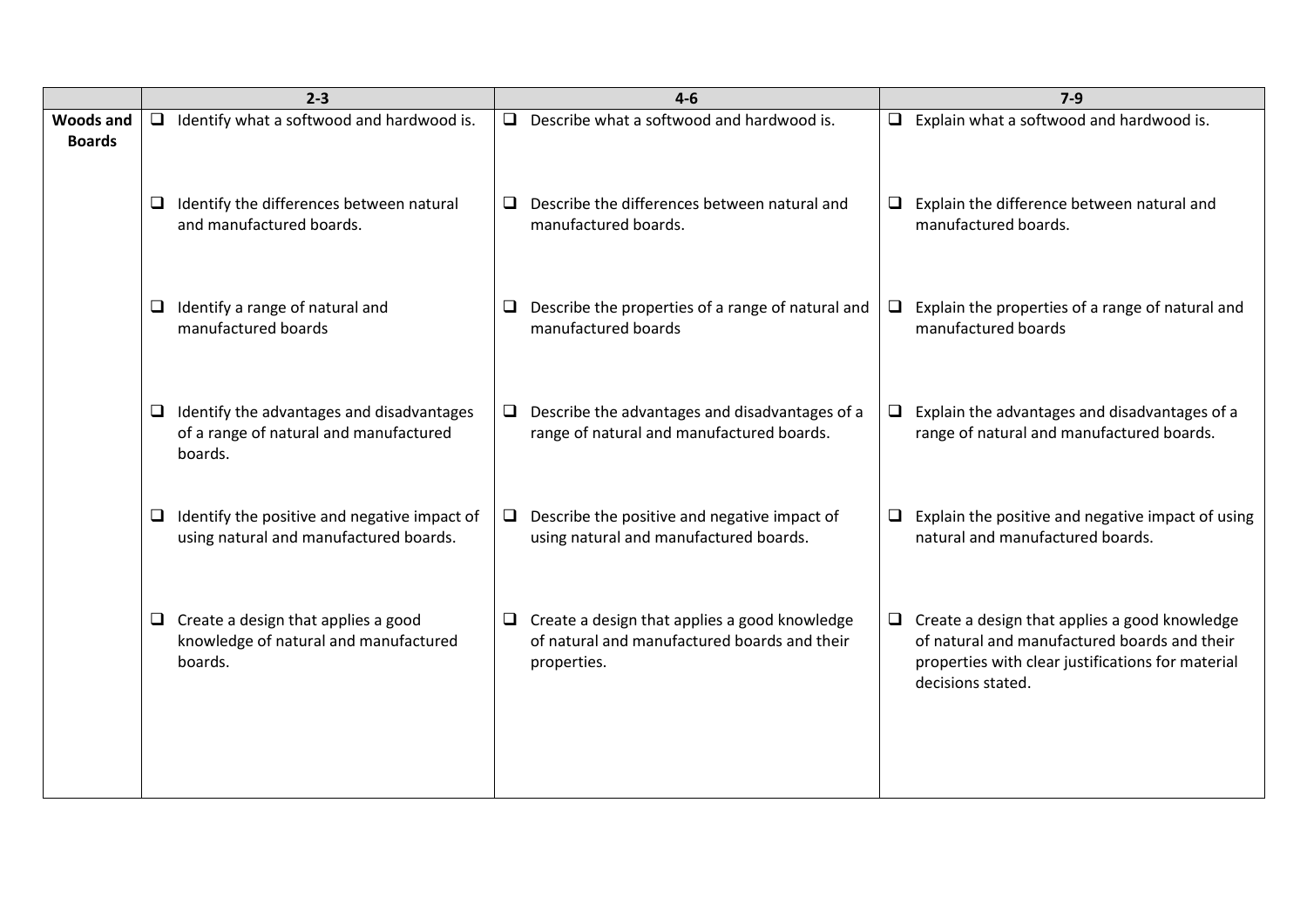| | 2-3 | 4-6 | 7-9 |
|---|---|---|---|
| **Woods and Boards** | ❑ Identify what a softwood and hardwood is. | ❑ Describe what a softwood and hardwood is. | ❑ Explain what a softwood and hardwood is. |
| | ❑ Identify the differences between natural and manufactured boards. | ❑ Describe the differences between natural and manufactured boards. | ❑ Explain the difference between natural and manufactured boards. |
| | ❑ Identify a range of natural and manufactured boards | ❑ Describe the properties of a range of natural and manufactured boards | ❑ Explain the properties of a range of natural and manufactured boards |
| | ❑ Identify the advantages and disadvantages of a range of natural and manufactured boards. | ❑ Describe the advantages and disadvantages of a range of natural and manufactured boards. | ❑ Explain the advantages and disadvantages of a range of natural and manufactured boards. |
| | ❑ Identify the positive and negative impact of using natural and manufactured boards. | ❑ Describe the positive and negative impact of using natural and manufactured boards. | ❑ Explain the positive and negative impact of using natural and manufactured boards. |
| | ❑ Create a design that applies a good knowledge of natural and manufactured boards. | ❑ Create a design that applies a good knowledge of natural and manufactured boards and their properties. | ❑ Create a design that applies a good knowledge of natural and manufactured boards and their properties with clear justifications for material decisions stated. |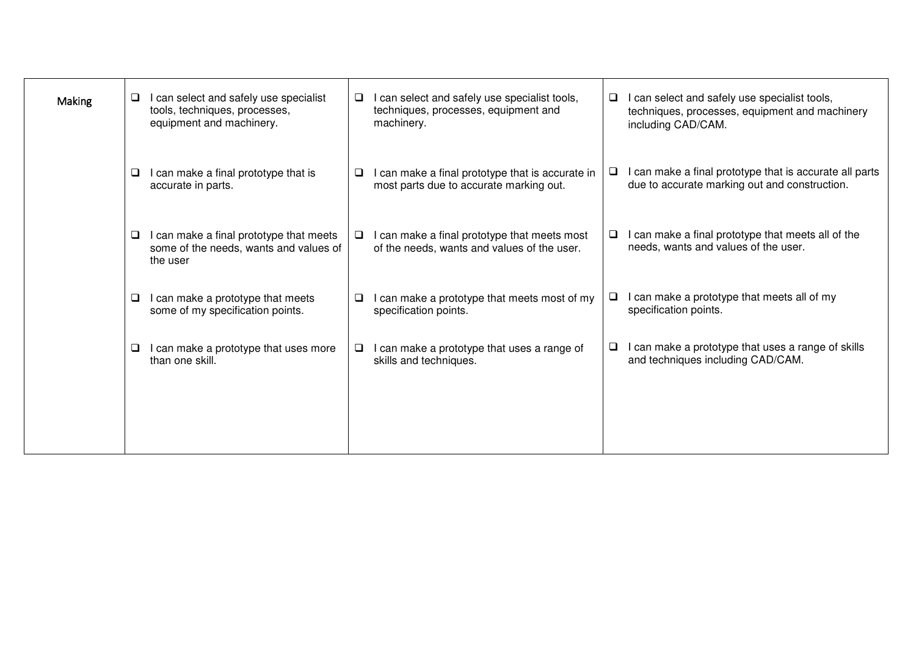| | | | |
|---|---|---|---|
| Making | ❑ I can select and safely use specialist tools, techniques, processes, equipment and machinery.<br><br>❑ I can make a final prototype that is accurate in parts.<br><br>❑ I can make a final prototype that meets some of the needs, wants and values of the user<br><br>❑ I can make a prototype that meets some of my specification points.<br><br>❑ I can make a prototype that uses more than one skill. | ❑ I can select and safely use specialist tools, techniques, processes, equipment and machinery.<br><br>❑ I can make a final prototype that is accurate in most parts due to accurate marking out.<br><br>❑ I can make a final prototype that meets most of the needs, wants and values of the user.<br><br>❑ I can make a prototype that meets most of my specification points.<br><br>❑ I can make a prototype that uses a range of skills and techniques. | ❑ I can select and safely use specialist tools, techniques, processes, equipment and machinery including CAD/CAM.<br><br>❑ I can make a final prototype that is accurate all parts due to accurate marking out and construction.<br><br>❑ I can make a final prototype that meets all of the needs, wants and values of the user.<br><br>❑ I can make a prototype that meets all of my specification points.<br><br>❑ I can make a prototype that uses a range of skills and techniques including CAD/CAM. |